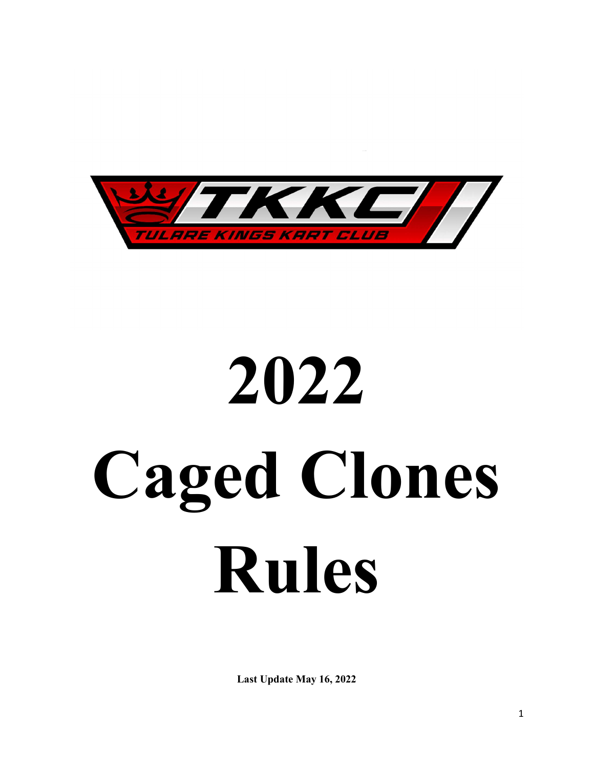TKKC

TULARE KINGS KART CLUB

# 2022 Caged Clones Rules

**Last Update May 16, 2022**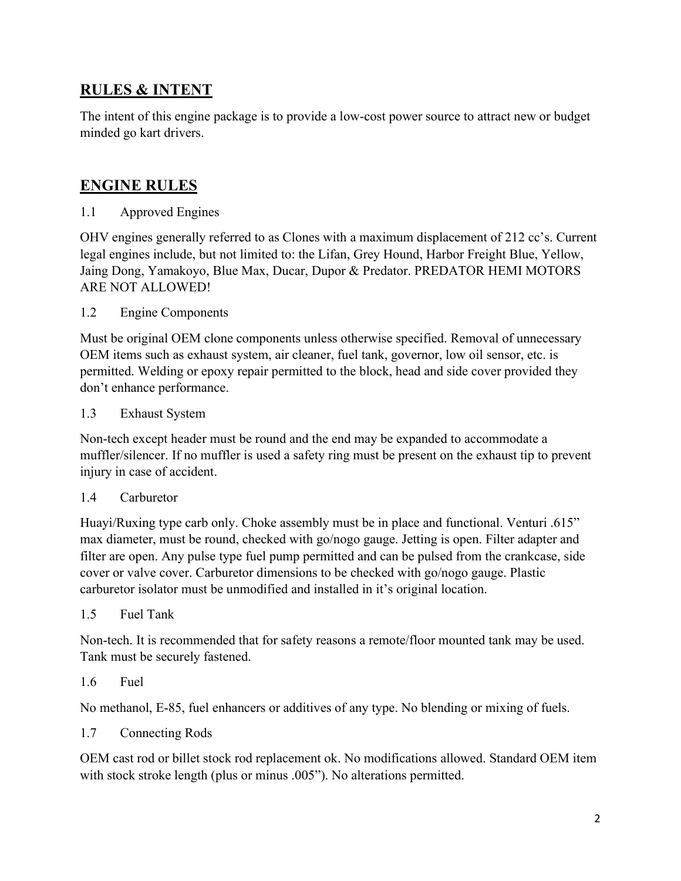## RULES & INTENT

The intent of this engine package is to provide a low-cost power source to attract new or budget minded go kart drivers.

## ENGINE RULES

### 1.1 Approved Engines

OHV engines generally referred to as Clones with a maximum displacement of 212 cc's. Current legal engines include, but not limited to: the Lifan, Grey Hound, Harbor Freight Blue, Yellow, Jaing Dong, Yamakoyo, Blue Max, Ducar, Dupor & Predator. PREDATOR HEMI MOTORS ARE NOT ALLOWED!

### 1.2 Engine Components

Must be original OEM clone components unless otherwise specified. Removal of unnecessary OEM items such as exhaust system, air cleaner, fuel tank, governor, low oil sensor, etc. is permitted. Welding or epoxy repair permitted to the block, head and side cover provided they don't enhance performance.

### 1.3 Exhaust System

Non-tech except header must be round and the end may be expanded to accommodate a muffler/silencer. If no muffler is used a safety ring must be present on the exhaust tip to prevent injury in case of accident.

### 1.4 Carburetor

Huayi/Ruxing type carb only. Choke assembly must be in place and functional. Venturi .615" max diameter, must be round, checked with go/nogo gauge. Jetting is open. Filter adapter and filter are open. Any pulse type fuel pump permitted and can be pulsed from the crankcase, side cover or valve cover. Carburetor dimensions to be checked with go/nogo gauge. Plastic carburetor isolator must be unmodified and installed in it's original location.

### 1.5 Fuel Tank

Non-tech. It is recommended that for safety reasons a remote/floor mounted tank may be used. Tank must be securely fastened.

### 1.6 Fuel

No methanol, E-85, fuel enhancers or additives of any type. No blending or mixing of fuels.

### 1.7 Connecting Rods

OEM cast rod or billet stock rod replacement ok. No modifications allowed. Standard OEM item with stock stroke length (plus or minus .005"). No alterations permitted.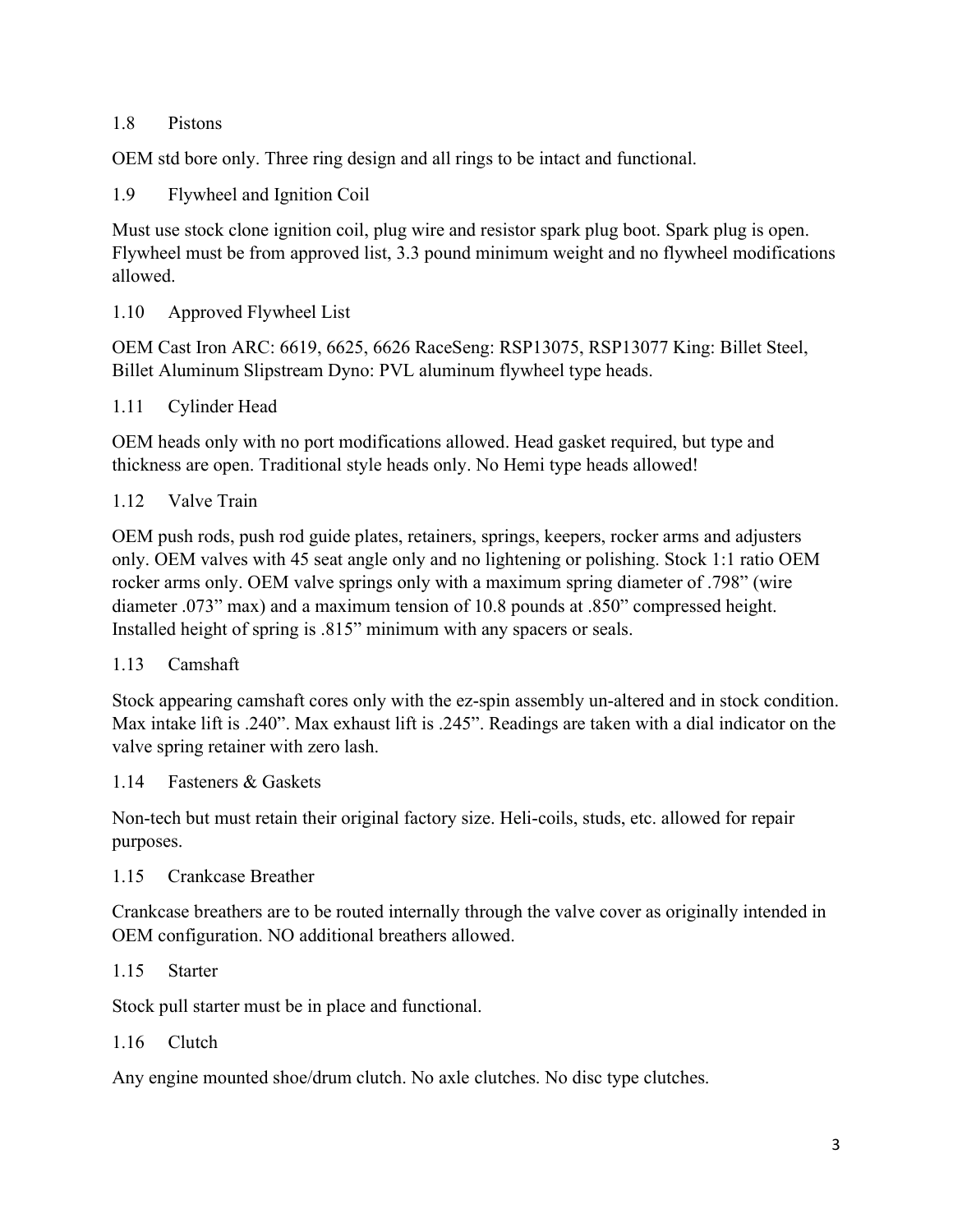## 1.8 Pistons

OEM std bore only. Three ring design and all rings to be intact and functional.

## 1.9 Flywheel and Ignition Coil

Must use stock clone ignition coil, plug wire and resistor spark plug boot. Spark plug is open. Flywheel must be from approved list, 3.3 pound minimum weight and no flywheel modifications allowed.

## 1.10 Approved Flywheel List

OEM Cast Iron ARC: 6619, 6625, 6626 RaceSeng: RSP13075, RSP13077 King: Billet Steel, Billet Aluminum Slipstream Dyno: PVL aluminum flywheel type heads.

## 1.11 Cylinder Head

OEM heads only with no port modifications allowed. Head gasket required, but type and thickness are open. Traditional style heads only. No Hemi type heads allowed!

## 1.12 Valve Train

OEM push rods, push rod guide plates, retainers, springs, keepers, rocker arms and adjusters only. OEM valves with 45 seat angle only and no lightening or polishing. Stock 1:1 ratio OEM rocker arms only. OEM valve springs only with a maximum spring diameter of .798" (wire diameter .073" max) and a maximum tension of 10.8 pounds at .850" compressed height. Installed height of spring is .815" minimum with any spacers or seals.

## 1.13 Camshaft

Stock appearing camshaft cores only with the ez-spin assembly un-altered and in stock condition. Max intake lift is .240". Max exhaust lift is .245". Readings are taken with a dial indicator on the valve spring retainer with zero lash.

## 1.14 Fasteners & Gaskets

Non-tech but must retain their original factory size. Heli-coils, studs, etc. allowed for repair purposes.

## 1.15 Crankcase Breather

Crankcase breathers are to be routed internally through the valve cover as originally intended in OEM configuration. NO additional breathers allowed.

## 1.15 Starter

Stock pull starter must be in place and functional.

## 1.16 Clutch

Any engine mounted shoe/drum clutch. No axle clutches. No disc type clutches.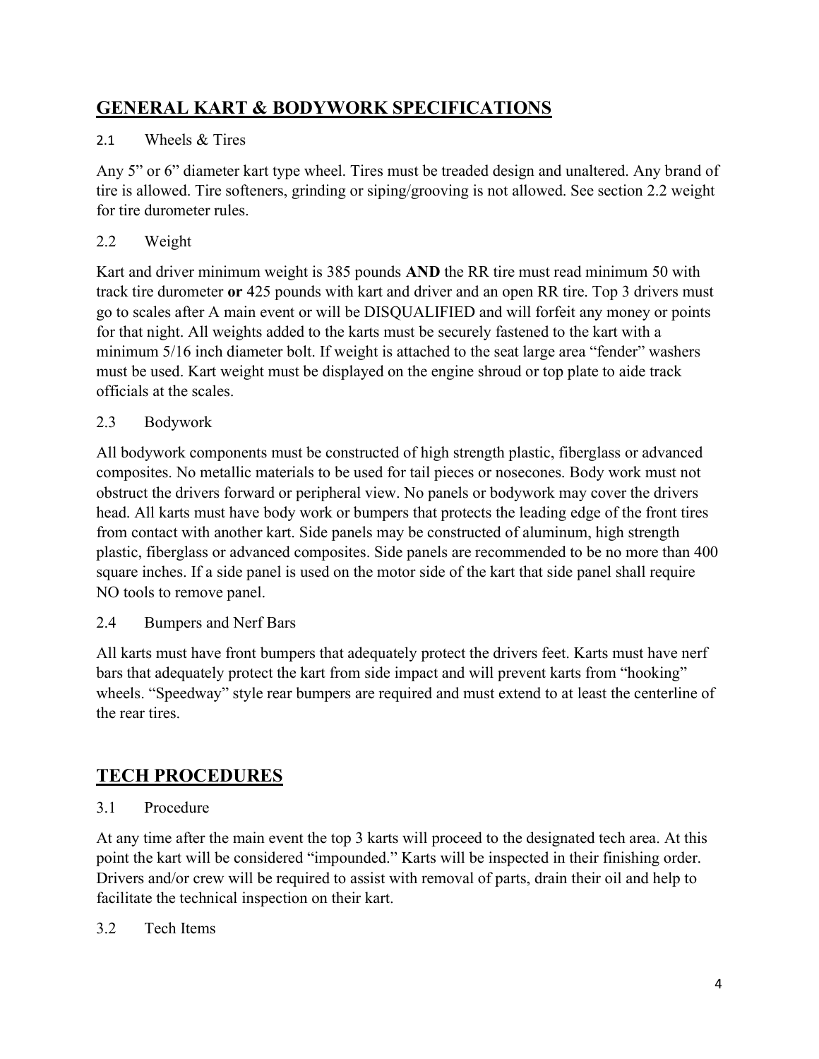## GENERAL KART & BODYWORK SPECIFICATIONS

### 2.1 Wheels & Tires

Any 5” or 6” diameter kart type wheel. Tires must be treaded design and unaltered. Any brand of tire is allowed. Tire softeners, grinding or siping/grooving is not allowed. See section 2.2 weight for tire durometer rules.

### 2.2 Weight

Kart and driver minimum weight is 385 pounds **AND** the RR tire must read minimum 50 with track tire durometer **or** 425 pounds with kart and driver and an open RR tire. Top 3 drivers must go to scales after A main event or will be DISQUALIFIED and will forfeit any money or points for that night. All weights added to the karts must be securely fastened to the kart with a minimum 5/16 inch diameter bolt. If weight is attached to the seat large area “fender” washers must be used. Kart weight must be displayed on the engine shroud or top plate to aide track officials at the scales.

### 2.3 Bodywork

All bodywork components must be constructed of high strength plastic, fiberglass or advanced composites. No metallic materials to be used for tail pieces or nosecones. Body work must not obstruct the drivers forward or peripheral view. No panels or bodywork may cover the drivers head. All karts must have body work or bumpers that protects the leading edge of the front tires from contact with another kart. Side panels may be constructed of aluminum, high strength plastic, fiberglass or advanced composites. Side panels are recommended to be no more than 400 square inches. If a side panel is used on the motor side of the kart that side panel shall require NO tools to remove panel.

### 2.4 Bumpers and Nerf Bars

All karts must have front bumpers that adequately protect the drivers feet. Karts must have nerf bars that adequately protect the kart from side impact and will prevent karts from “hooking” wheels. “Speedway” style rear bumpers are required and must extend to at least the centerline of the rear tires.

## TECH PROCEDURES

### 3.1 Procedure

At any time after the main event the top 3 karts will proceed to the designated tech area. At this point the kart will be considered “impounded.” Karts will be inspected in their finishing order. Drivers and/or crew will be required to assist with removal of parts, drain their oil and help to facilitate the technical inspection on their kart.

### 3.2 Tech Items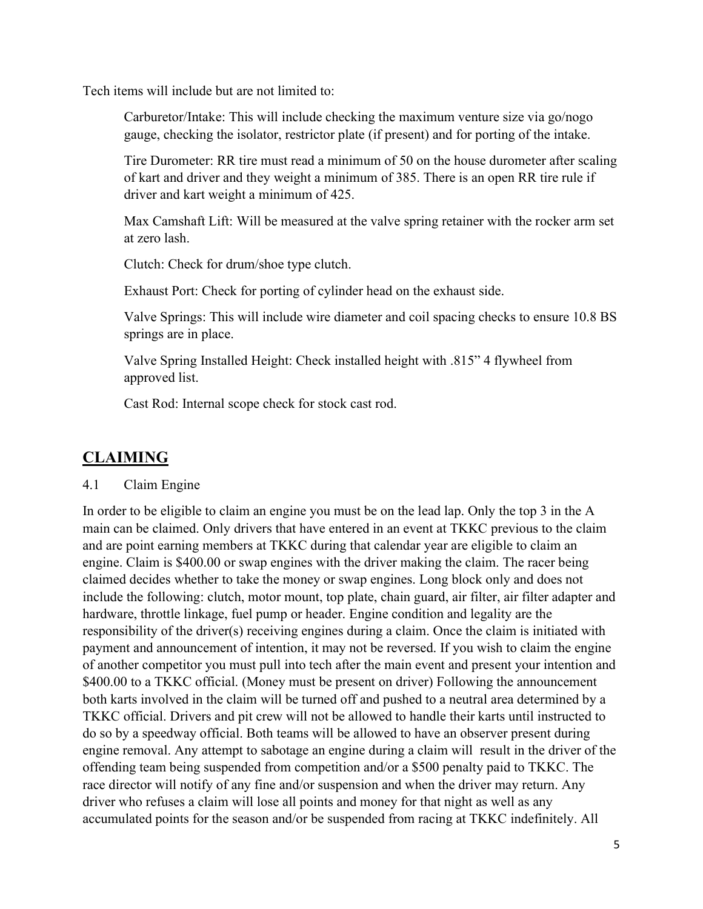Tech items will include but are not limited to:

Carburetor/Intake: This will include checking the maximum venture size via go/nogo gauge, checking the isolator, restrictor plate (if present) and for porting of the intake.

Tire Durometer: RR tire must read a minimum of 50 on the house durometer after scaling of kart and driver and they weight a minimum of 385. There is an open RR tire rule if driver and kart weight a minimum of 425.

Max Camshaft Lift: Will be measured at the valve spring retainer with the rocker arm set at zero lash.

Clutch: Check for drum/shoe type clutch.

Exhaust Port: Check for porting of cylinder head on the exhaust side.

Valve Springs: This will include wire diameter and coil spacing checks to ensure 10.8 BS springs are in place.

Valve Spring Installed Height: Check installed height with .815" 4 flywheel from approved list.

Cast Rod: Internal scope check for stock cast rod.

## CLAIMING

4.1 Claim Engine

In order to be eligible to claim an engine you must be on the lead lap. Only the top 3 in the A main can be claimed. Only drivers that have entered in an event at TKKC previous to the claim and are point earning members at TKKC during that calendar year are eligible to claim an engine. Claim is $400.00 or swap engines with the driver making the claim. The racer being claimed decides whether to take the money or swap engines. Long block only and does not include the following: clutch, motor mount, top plate, chain guard, air filter, air filter adapter and hardware, throttle linkage, fuel pump or header. Engine condition and legality are the responsibility of the driver(s) receiving engines during a claim. Once the claim is initiated with payment and announcement of intention, it may not be reversed. If you wish to claim the engine of another competitor you must pull into tech after the main event and present your intention and $400.00 to a TKKC official. (Money must be present on driver) Following the announcement both karts involved in the claim will be turned off and pushed to a neutral area determined by a TKKC official. Drivers and pit crew will not be allowed to handle their karts until instructed to do so by a speedway official. Both teams will be allowed to have an observer present during engine removal. Any attempt to sabotage an engine during a claim will result in the driver of the offending team being suspended from competition and/or a $500 penalty paid to TKKC. The race director will notify of any fine and/or suspension and when the driver may return. Any driver who refuses a claim will lose all points and money for that night as well as any accumulated points for the season and/or be suspended from racing at TKKC indefinitely. All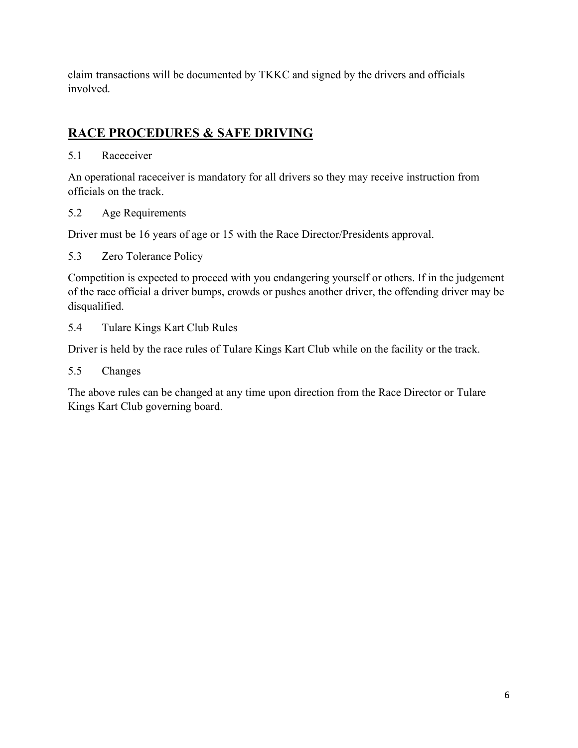claim transactions will be documented by TKKC and signed by the drivers and officials involved.

## RACE PROCEDURES & SAFE DRIVING

5.1 Raceceiver

An operational raceceiver is mandatory for all drivers so they may receive instruction from officials on the track.

5.2 Age Requirements

Driver must be 16 years of age or 15 with the Race Director/Presidents approval.

5.3 Zero Tolerance Policy

Competition is expected to proceed with you endangering yourself or others. If in the judgement of the race official a driver bumps, crowds or pushes another driver, the offending driver may be disqualified.

5.4 Tulare Kings Kart Club Rules

Driver is held by the race rules of Tulare Kings Kart Club while on the facility or the track.

5.5 Changes

The above rules can be changed at any time upon direction from the Race Director or Tulare Kings Kart Club governing board.